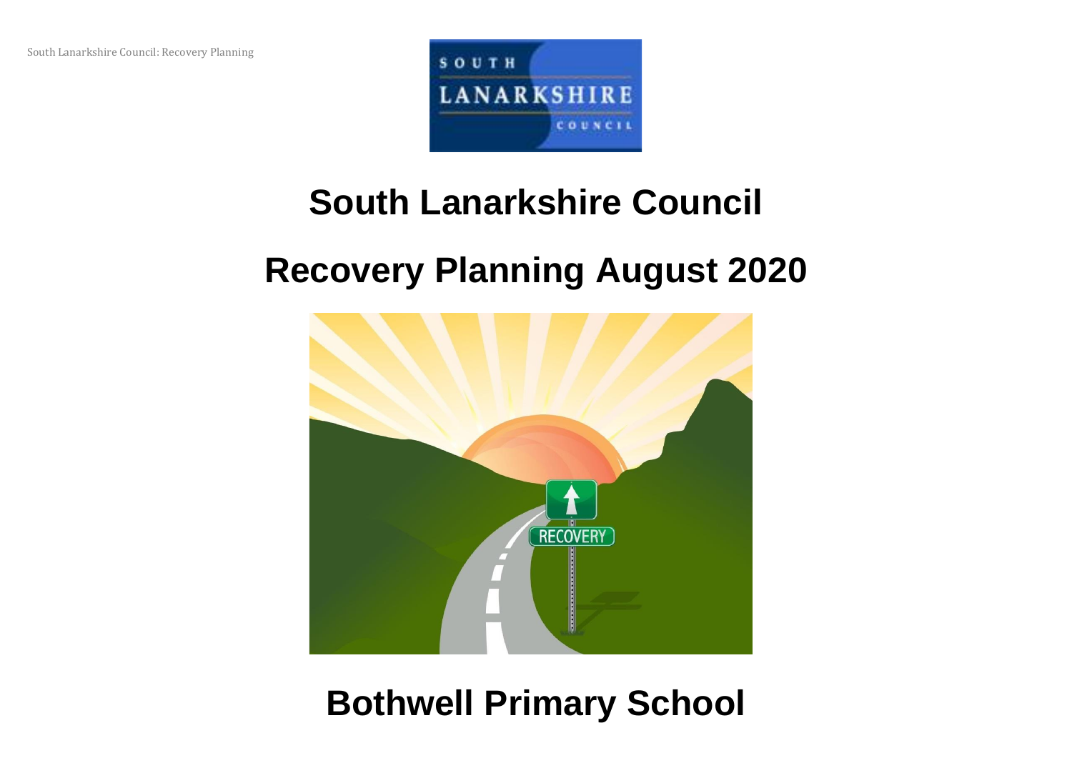# South Lanarkshire Council

# Recovery Planning August 2020

# Bothwell Primary School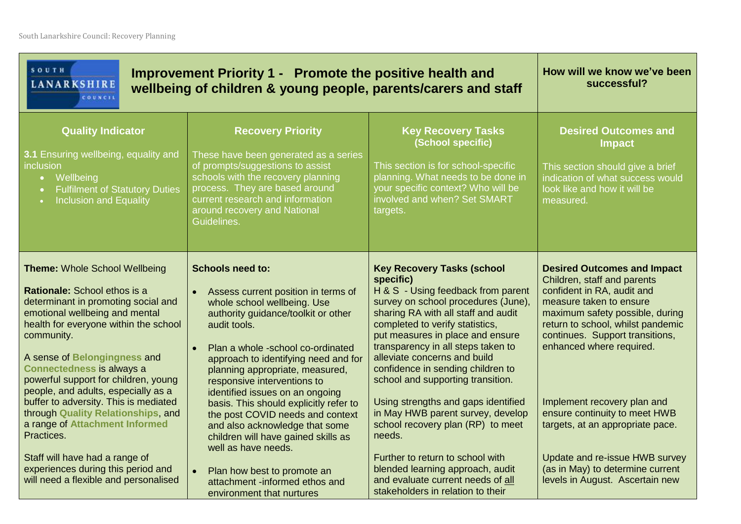| Improvement Priority 1 - Promote the positive health and wellbeing of children & young people, parents/carers and staff | | | How will we know we've been successful? |
|---|---|---|---|
| **Quality Indicator**<br><br>**3.1** Ensuring wellbeing, equality and inclusion<br>• Wellbeing<br>• Fulfilment of Statutory Duties<br>• Inclusion and Equality | **Recovery Priority**<br><br>These have been generated as a series of prompts/suggestions to assist schools with the recovery planning process. They are based around current research and information around recovery and National Guidelines. | **Key Recovery Tasks (School specific)**<br><br>This section is for school-specific planning. What needs to be done in your specific context? Who will be involved and when? Set SMART targets. | **Desired Outcomes and Impact**<br><br>This section should give a brief indication of what success would look like and how it will be measured. |
| **Theme:** Whole School Wellbeing<br><br>**Rationale:** School ethos is a determinant in promoting social and emotional wellbeing and mental health for everyone within the school community.<br><br>A sense of **Belongingness** and **Connectedness** is always a powerful support for children, young people, and adults, especially as a buffer to adversity. This is mediated through **Quality Relationships**, and a range of **Attachment Informed** Practices.<br><br>Staff will have had a range of experiences during this period and will need a flexible and personalised | **Schools need to:**<br><br>• Assess current position in terms of whole school wellbeing. Use authority guidance/toolkit or other audit tools.<br><br>• Plan a whole -school co-ordinated approach to identifying need and for planning appropriate, measured, responsive interventions to identified issues on an ongoing basis. This should explicitly refer to the post COVID needs and context and also acknowledge that some children will have gained skills as well as have needs.<br><br>• Plan how best to promote an attachment -informed ethos and environment that nurtures | **Key Recovery Tasks (school specific)**<br>H & S - Using feedback from parent survey on school procedures (June), sharing RA with all staff and audit completed to verify statistics, put measures in place and ensure transparency in all steps taken to alleviate concerns and build confidence in sending children to school and supporting transition.<br><br>Using strengths and gaps identified in May HWB parent survey, develop school recovery plan (RP) to meet needs.<br><br>Further to return to school with blended learning approach, audit and evaluate current needs of all stakeholders in relation to their | **Desired Outcomes and Impact**<br>Children, staff and parents confident in RA, audit and measure taken to ensure maximum safety possible, during return to school, whilst pandemic continues. Support transitions, enhanced where required.<br><br>Implement recovery plan and ensure continuity to meet HWB targets, at an appropriate pace.<br><br>Update and re-issue HWB survey (as in May) to determine current levels in August. Ascertain new |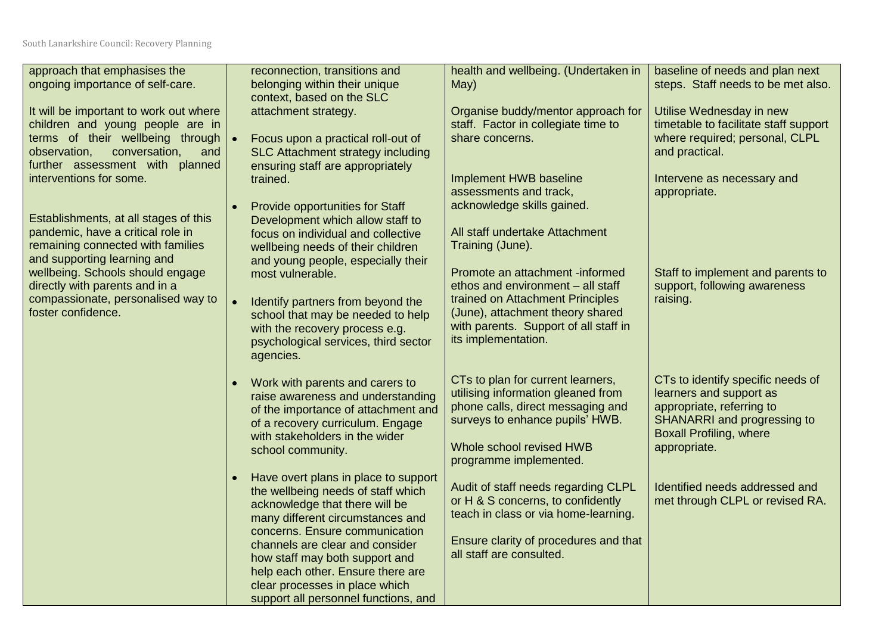| | | | |
|---|---|---|---|
| approach that emphasises the ongoing importance of self-care.<br><br>It will be important to work out where children and young people are in terms of their wellbeing through observation, conversation, and further assessment with planned interventions for some.<br><br>Establishments, at all stages of this pandemic, have a critical role in remaining connected with families and supporting learning and wellbeing. Schools should engage directly with parents and in a compassionate, personalised way to foster confidence. | reconnection, transitions and belonging within their unique context, based on the SLC attachment strategy.<br><br>• Focus upon a practical roll-out of SLC Attachment strategy including ensuring staff are appropriately trained.<br><br>• Provide opportunities for Staff Development which allow staff to focus on individual and collective wellbeing needs of their children and young people, especially their most vulnerable.<br><br>• Identify partners from beyond the school that may be needed to help with the recovery process e.g. psychological services, third sector agencies.<br><br>• Work with parents and carers to raise awareness and understanding of the importance of attachment and of a recovery curriculum. Engage with stakeholders in the wider school community.<br><br>• Have overt plans in place to support the wellbeing needs of staff which acknowledge that there will be many different circumstances and concerns. Ensure communication channels are clear and consider how staff may both support and help each other. Ensure there are clear processes in place which support all personnel functions, and | health and wellbeing. (Undertaken in May)<br><br>Organise buddy/mentor approach for staff. Factor in collegiate time to share concerns.<br><br>Implement HWB baseline assessments and track, acknowledge skills gained.<br><br>All staff undertake Attachment Training (June).<br><br>Promote an attachment -informed ethos and environment – all staff trained on Attachment Principles (June), attachment theory shared with parents. Support of all staff in its implementation.<br><br>CTs to plan for current learners, utilising information gleaned from phone calls, direct messaging and surveys to enhance pupils' HWB.<br><br>Whole school revised HWB programme implemented.<br><br>Audit of staff needs regarding CLPL or H & S concerns, to confidently teach in class or via home-learning.<br><br>Ensure clarity of procedures and that all staff are consulted. | baseline of needs and plan next steps. Staff needs to be met also.<br><br>Utilise Wednesday in new timetable to facilitate staff support where required; personal, CLPL and practical.<br><br>Intervene as necessary and appropriate.<br><br>Staff to implement and parents to support, following awareness raising.<br><br>CTs to identify specific needs of learners and support as appropriate, referring to SHANARRI and progressing to Boxall Profiling, where appropriate.<br><br>Identified needs addressed and met through CLPL or revised RA. |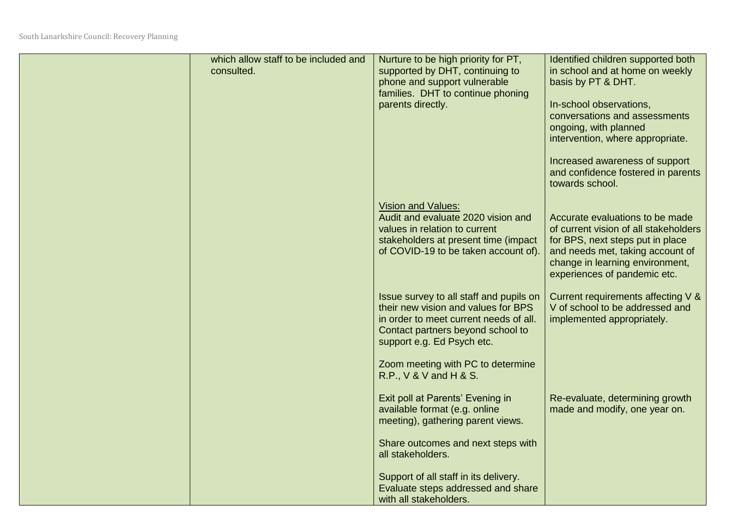| | | | |
|---|---|---|---|
| | which allow staff to be included and consulted. | Nurture to be high priority for PT, supported by DHT, continuing to phone and support vulnerable families. DHT to continue phoning parents directly. | Identified children supported both in school and at home on weekly basis by PT & DHT.<br><br>In-school observations, conversations and assessments ongoing, with planned intervention, where appropriate.<br><br>Increased awareness of support and confidence fostered in parents towards school. |
| | | <u>Vision and Values:</u><br>Audit and evaluate 2020 vision and values in relation to current stakeholders at present time (impact of COVID-19 to be taken account of). | Accurate evaluations to be made of current vision of all stakeholders for BPS, next steps put in place and needs met, taking account of change in learning environment, experiences of pandemic etc. |
| | | Issue survey to all staff and pupils on their new vision and values for BPS in order to meet current needs of all. Contact partners beyond school to support e.g. Ed Psych etc.<br><br>Zoom meeting with PC to determine R.P., V & V and H & S. | Current requirements affecting V & V of school to be addressed and implemented appropriately. |
| | | Exit poll at Parents' Evening in available format (e.g. online meeting), gathering parent views.<br><br>Share outcomes and next steps with all stakeholders.<br><br>Support of all staff in its delivery. Evaluate steps addressed and share with all stakeholders. | Re-evaluate, determining growth made and modify, one year on. |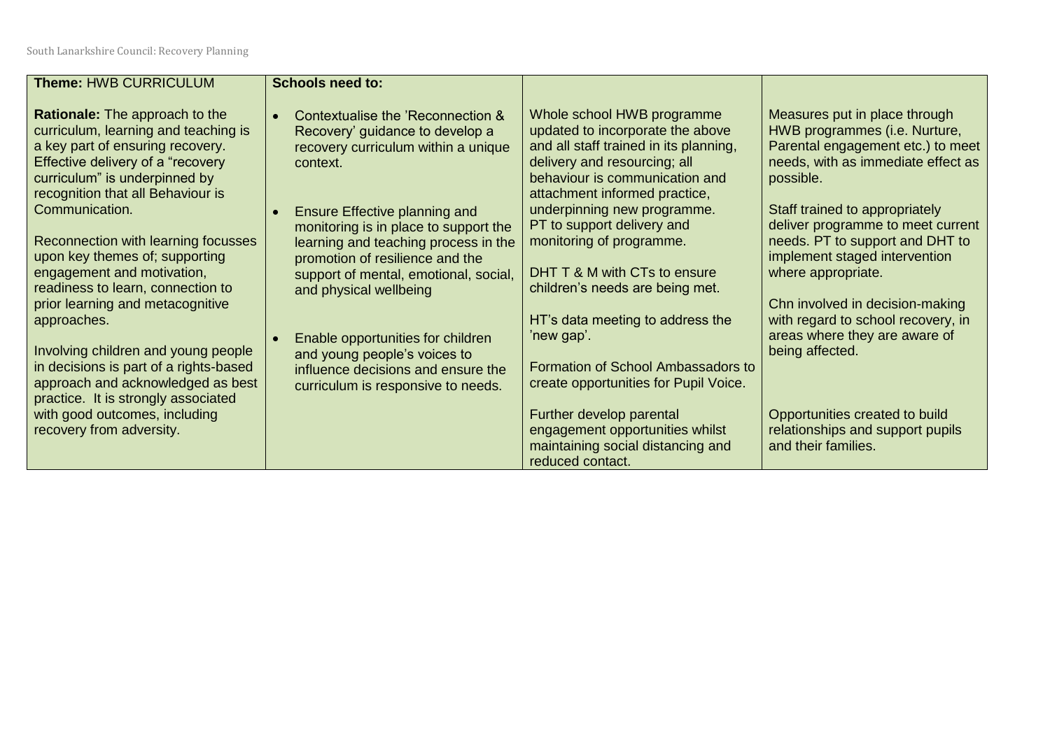| **Theme:** HWB CURRICULUM | **Schools need to:** | | |
|---|---|---|---|
| **Rationale:** The approach to the curriculum, learning and teaching is a key part of ensuring recovery. Effective delivery of a "recovery curriculum" is underpinned by recognition that all Behaviour is Communication.<br><br>Reconnection with learning focusses upon key themes of; supporting engagement and motivation, readiness to learn, connection to prior learning and metacognitive approaches.<br><br>Involving children and young people in decisions is part of a rights-based approach and acknowledged as best practice. It is strongly associated with good outcomes, including recovery from adversity. | • Contextualise the 'Reconnection & Recovery' guidance to develop a recovery curriculum within a unique context.<br><br>• Ensure Effective planning and monitoring is in place to support the learning and teaching process in the promotion of resilience and the support of mental, emotional, social, and physical wellbeing<br><br>• Enable opportunities for children and young people's voices to influence decisions and ensure the curriculum is responsive to needs. | Whole school HWB programme updated to incorporate the above and all staff trained in its planning, delivery and resourcing; all behaviour is communication and attachment informed practice, underpinning new programme. PT to support delivery and monitoring of programme.<br><br>DHT T & M with CTs to ensure children's needs are being met.<br><br>HT's data meeting to address the 'new gap'.<br><br>Formation of School Ambassadors to create opportunities for Pupil Voice.<br><br>Further develop parental engagement opportunities whilst maintaining social distancing and reduced contact. | Measures put in place through HWB programmes (i.e. Nurture, Parental engagement etc.) to meet needs, with as immediate effect as possible.<br><br>Staff trained to appropriately deliver programme to meet current needs. PT to support and DHT to implement staged intervention where appropriate.<br><br>Chn involved in decision-making with regard to school recovery, in areas where they are aware of being affected.<br><br>Opportunities created to build relationships and support pupils and their families. |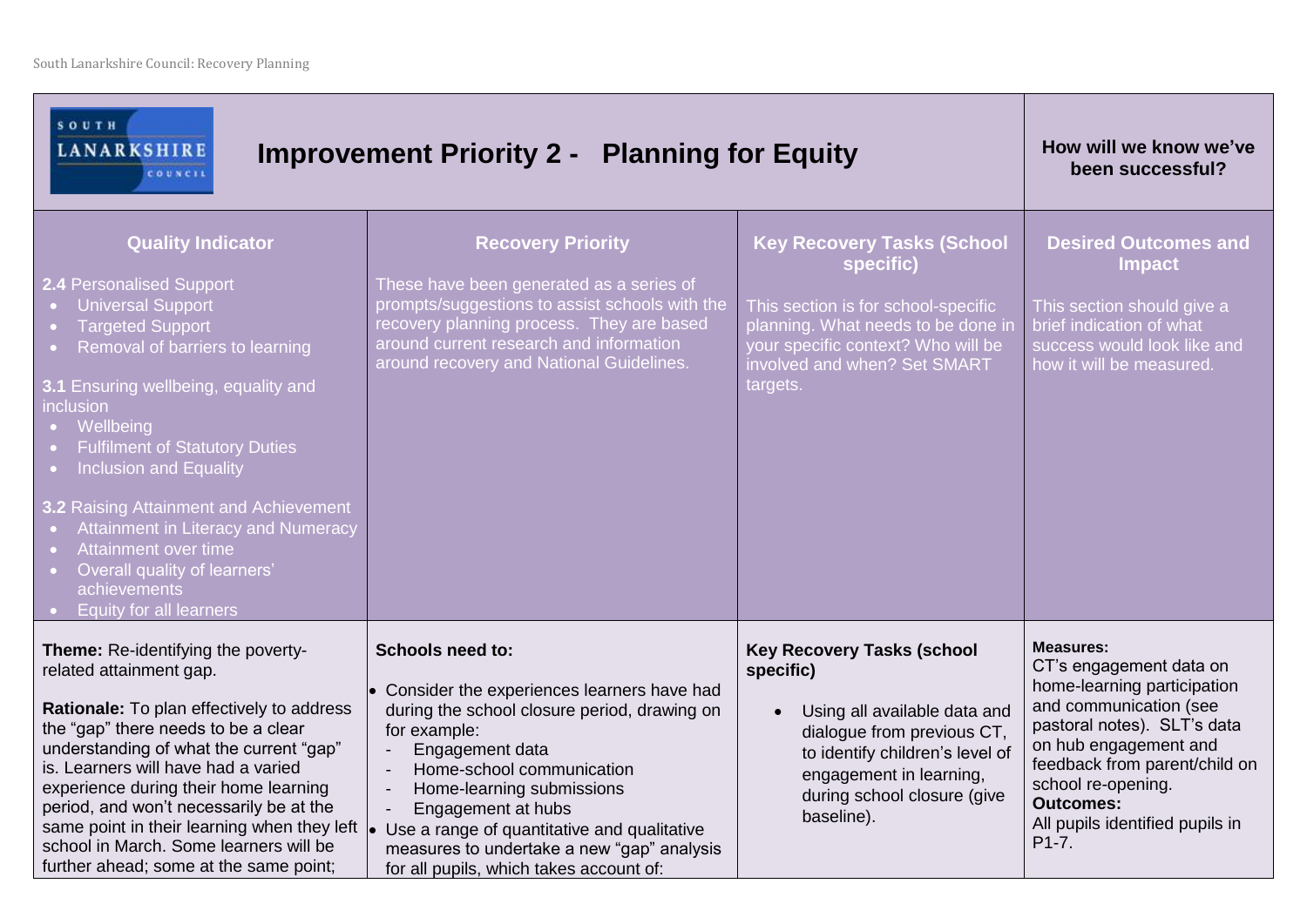# Improvement Priority 2 - Planning for Equity

| Quality Indicator | Recovery Priority | Key Recovery Tasks (School specific) | Desired Outcomes and Impact (How will we know we've been successful?) |
|---|---|---|---|
| **2.4** Personalised Support<br>• Universal Support<br>• Targeted Support<br>• Removal of barriers to learning<br><br>**3.1** Ensuring wellbeing, equality and inclusion<br>• Wellbeing<br>• Fulfilment of Statutory Duties<br>• Inclusion and Equality<br><br>**3.2** Raising Attainment and Achievement<br>• Attainment in Literacy and Numeracy<br>• Attainment over time<br>• Overall quality of learners' achievements<br>• Equity for all learners | These have been generated as a series of prompts/suggestions to assist schools with the recovery planning process. They are based around current research and information around recovery and National Guidelines. | This section is for school-specific planning. What needs to be done in your specific context? Who will be involved and when? Set SMART targets. | This section should give a brief indication of what success would look like and how it will be measured. |
| **Theme:** Re-identifying the poverty-related attainment gap.<br><br>**Rationale:** To plan effectively to address the "gap" there needs to be a clear understanding of what the current "gap" is. Learners will have had a varied experience during their home learning period, and won't necessarily be at the same point in their learning when they left school in March. Some learners will be further ahead; some at the same point; | **Schools need to:**<br>• Consider the experiences learners have had during the school closure period, drawing on for example:<br>- Engagement data<br>- Home-school communication<br>- Home-learning submissions<br>- Engagement at hubs<br>• Use a range of quantitative and qualitative measures to undertake a new "gap" analysis for all pupils, which takes account of: | **Key Recovery Tasks (school specific)**<br>• Using all available data and dialogue from previous CT, to identify children's level of engagement in learning, during school closure (give baseline). | **Measures:**<br>CT's engagement data on home-learning participation and communication (see pastoral notes). SLT's data on hub engagement and feedback from parent/child on school re-opening.<br>**Outcomes:**<br>All pupils identified pupils in P1-7. |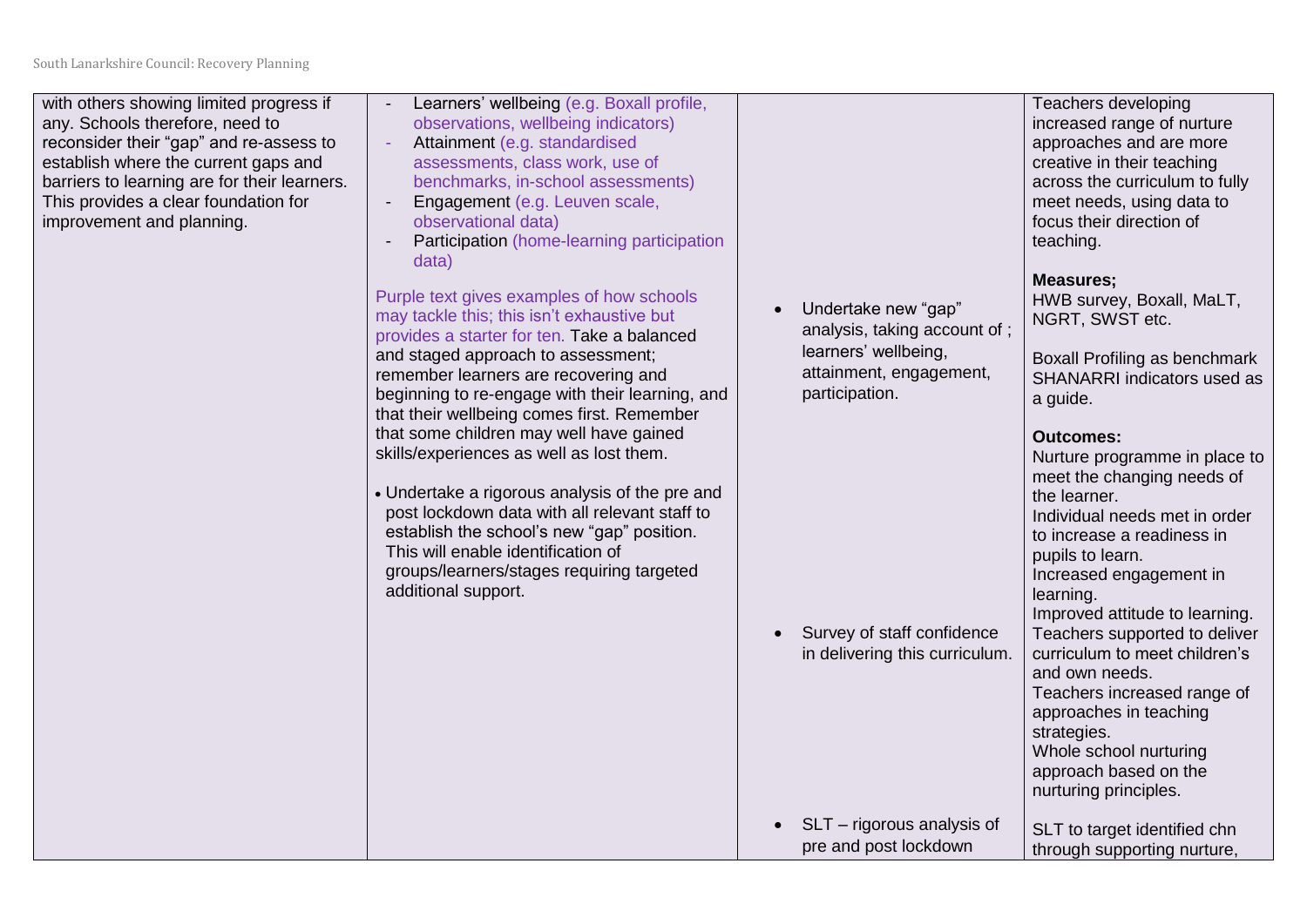| | | | |
|---|---|---|---|
| with others showing limited progress if any. Schools therefore, need to reconsider their "gap" and re-assess to establish where the current gaps and barriers to learning are for their learners. This provides a clear foundation for improvement and planning. | - Learners' wellbeing (e.g. Boxall profile, observations, wellbeing indicators)<br>- Attainment (e.g. standardised assessments, class work, use of benchmarks, in-school assessments)<br>- Engagement (e.g. Leuven scale, observational data)<br>- Participation (home-learning participation data)<br><br>Purple text gives examples of how schools may tackle this; this isn't exhaustive but provides a starter for ten. Take a balanced and staged approach to assessment; remember learners are recovering and beginning to re-engage with their learning, and that their wellbeing comes first. Remember that some children may well have gained skills/experiences as well as lost them.<br><br>• Undertake a rigorous analysis of the pre and post lockdown data with all relevant staff to establish the school's new "gap" position. This will enable identification of groups/learners/stages requiring targeted additional support. | • Undertake new "gap" analysis, taking account of ; learners' wellbeing, attainment, engagement, participation.<br><br>• Survey of staff confidence in delivering this curriculum.<br><br>• SLT – rigorous analysis of pre and post lockdown | Teachers developing increased range of nurture approaches and are more creative in their teaching across the curriculum to fully meet needs, using data to focus their direction of teaching.<br><br>**Measures;**<br>HWB survey, Boxall, MaLT, NGRT, SWST etc.<br><br>Boxall Profiling as benchmark SHANARRI indicators used as a guide.<br><br>**Outcomes:**<br>Nurture programme in place to meet the changing needs of the learner.<br>Individual needs met in order to increase a readiness in pupils to learn.<br>Increased engagement in learning.<br>Improved attitude to learning.<br>Teachers supported to deliver curriculum to meet children's and own needs.<br>Teachers increased range of approaches in teaching strategies.<br>Whole school nurturing approach based on the nurturing principles.<br><br>SLT to target identified chn through supporting nurture, |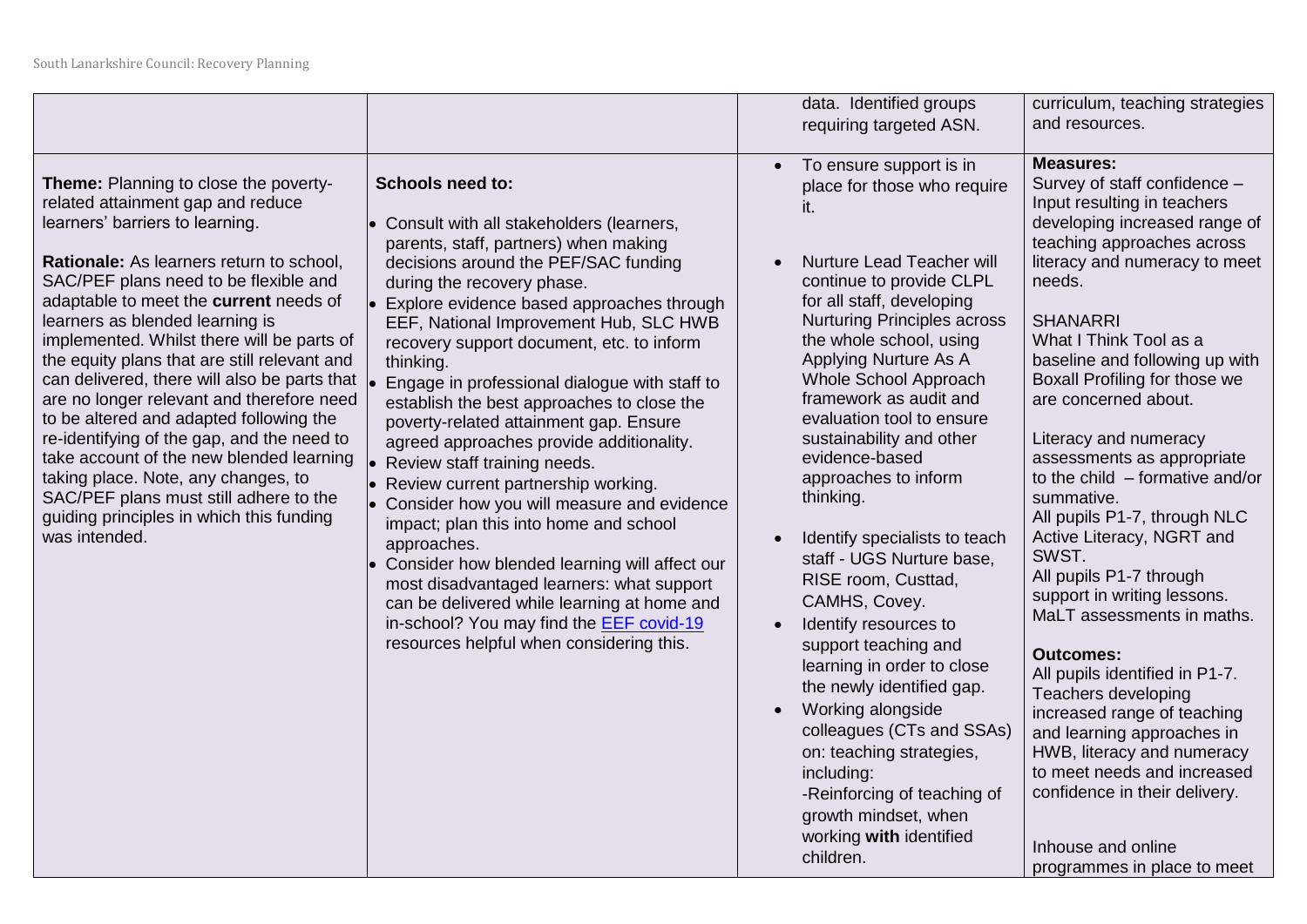| | | | |
|---|---|---|---|
| | | data. Identified groups requiring targeted ASN. | curriculum, teaching strategies and resources. |
| **Theme:** Planning to close the poverty-related attainment gap and reduce learners' barriers to learning.<br><br>**Rationale:** As learners return to school, SAC/PEF plans need to be flexible and adaptable to meet the **current** needs of learners as blended learning is implemented. Whilst there will be parts of the equity plans that are still relevant and can delivered, there will also be parts that are no longer relevant and therefore need to be altered and adapted following the re-identifying of the gap, and the need to take account of the new blended learning taking place. Note, any changes, to SAC/PEF plans must still adhere to the guiding principles in which this funding was intended. | **Schools need to:**<br><br>• Consult with all stakeholders (learners, parents, staff, partners) when making decisions around the PEF/SAC funding during the recovery phase.<br>• Explore evidence based approaches through EEF, National Improvement Hub, SLC HWB recovery support document, etc. to inform thinking.<br>• Engage in professional dialogue with staff to establish the best approaches to close the poverty-related attainment gap. Ensure agreed approaches provide additionality.<br>• Review staff training needs.<br>• Review current partnership working.<br>• Consider how you will measure and evidence impact; plan this into home and school approaches.<br>• Consider how blended learning will affect our most disadvantaged learners: what support can be delivered while learning at home and in-school? You may find the [EEF covid-19](#) resources helpful when considering this. | • To ensure support is in place for those who require it.<br><br>• Nurture Lead Teacher will continue to provide CLPL for all staff, developing Nurturing Principles across the whole school, using Applying Nurture As A Whole School Approach framework as audit and evaluation tool to ensure sustainability and other evidence-based approaches to inform thinking.<br><br>• Identify specialists to teach staff - UGS Nurture base, RISE room, Custtad, CAMHS, Covey.<br>• Identify resources to support teaching and learning in order to close the newly identified gap.<br>• Working alongside colleagues (CTs and SSAs) on: teaching strategies, including:<br>-Reinforcing of teaching of growth mindset, when working **with** identified children. | **Measures:**<br>Survey of staff confidence – Input resulting in teachers developing increased range of teaching approaches across literacy and numeracy to meet needs.<br><br>SHANARRI<br>What I Think Tool as a baseline and following up with Boxall Profiling for those we are concerned about.<br><br>Literacy and numeracy assessments as appropriate to the child – formative and/or summative.<br>All pupils P1-7, through NLC Active Literacy, NGRT and SWST.<br>All pupils P1-7 through support in writing lessons.<br>MaLT assessments in maths.<br><br>**Outcomes:**<br>All pupils identified in P1-7.<br>Teachers developing increased range of teaching and learning approaches in HWB, literacy and numeracy to meet needs and increased confidence in their delivery.<br><br>Inhouse and online programmes in place to meet |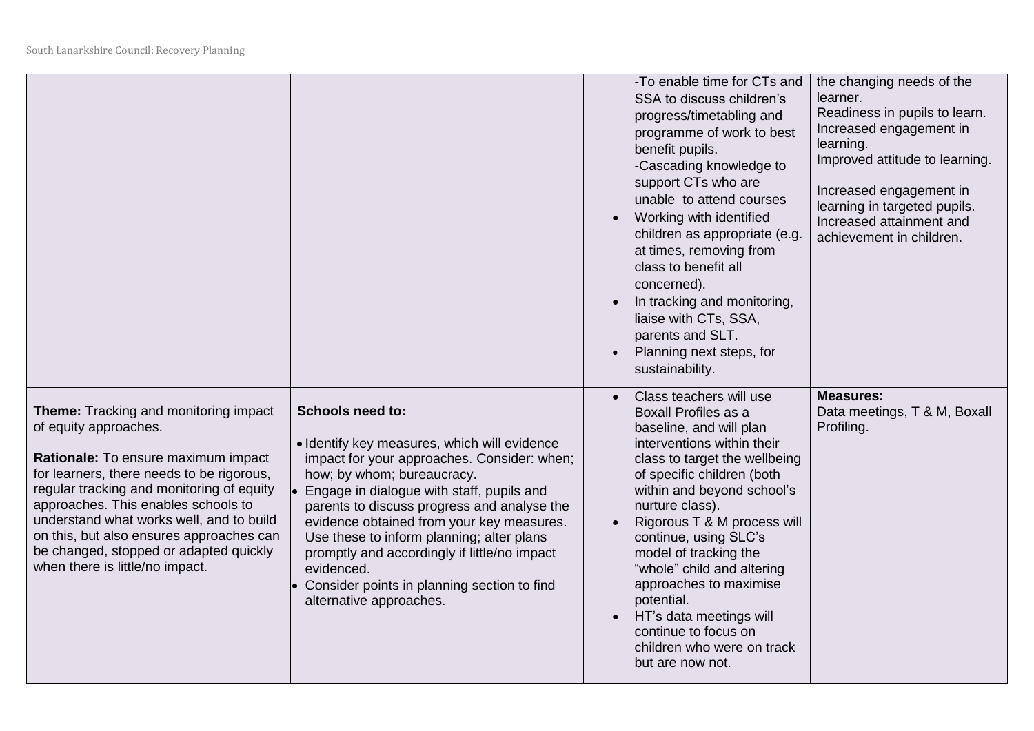| | | | |
|---|---|---|---|
| | | -To enable time for CTs and SSA to discuss children's progress/timetabling and programme of work to best benefit pupils.<br>-Cascading knowledge to support CTs who are unable to attend courses<br>• Working with identified children as appropriate (e.g. at times, removing from class to benefit all concerned).<br>• In tracking and monitoring, liaise with CTs, SSA, parents and SLT.<br>• Planning next steps, for sustainability. | the changing needs of the learner.<br>Readiness in pupils to learn.<br>Increased engagement in learning.<br>Improved attitude to learning.<br><br>Increased engagement in learning in targeted pupils.<br>Increased attainment and achievement in children. |
| **Theme:** Tracking and monitoring impact of equity approaches.<br><br>**Rationale:** To ensure maximum impact for learners, there needs to be rigorous, regular tracking and monitoring of equity approaches. This enables schools to understand what works well, and to build on this, but also ensures approaches can be changed, stopped or adapted quickly when there is little/no impact. | **Schools need to:**<br><br>• Identify key measures, which will evidence impact for your approaches. Consider: when; how; by whom; bureaucracy.<br>• Engage in dialogue with staff, pupils and parents to discuss progress and analyse the evidence obtained from your key measures. Use these to inform planning; alter plans promptly and accordingly if little/no impact evidenced.<br>• Consider points in planning section to find alternative approaches. | • Class teachers will use Boxall Profiles as a baseline, and will plan interventions within their class to target the wellbeing of specific children (both within and beyond school's nurture class).<br>• Rigorous T & M process will continue, using SLC's model of tracking the "whole" child and altering approaches to maximise potential.<br>• HT's data meetings will continue to focus on children who were on track but are now not. | **Measures:**<br>Data meetings, T & M, Boxall Profiling. |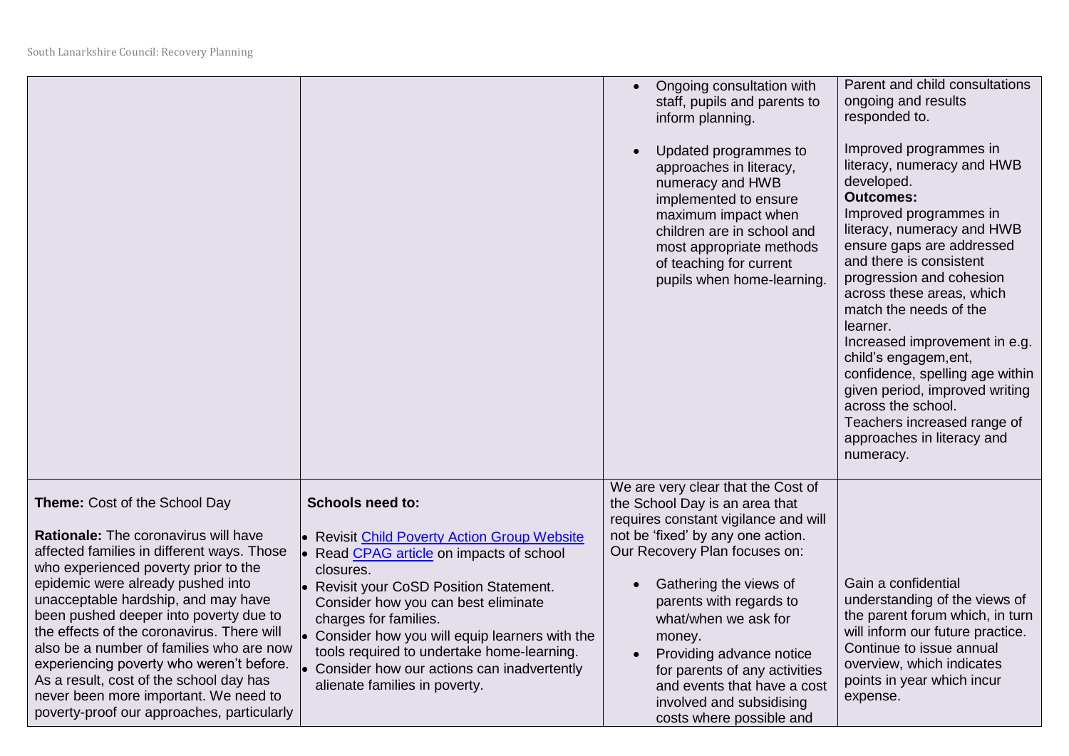| | | | |
|---|---|---|---|
| | | • Ongoing consultation with staff, pupils and parents to inform planning.<br><br>• Updated programmes to approaches in literacy, numeracy and HWB implemented to ensure maximum impact when children are in school and most appropriate methods of teaching for current pupils when home-learning. | Parent and child consultations ongoing and results responded to.<br><br>Improved programmes in literacy, numeracy and HWB developed.<br>**Outcomes:**<br>Improved programmes in literacy, numeracy and HWB ensure gaps are addressed and there is consistent progression and cohesion across these areas, which match the needs of the learner.<br>Increased improvement in e.g. child's engagem,ent, confidence, spelling age within given period, improved writing across the school.<br>Teachers increased range of approaches in literacy and numeracy. |
| **Theme:** Cost of the School Day<br><br>**Rationale:** The coronavirus will have affected families in different ways. Those who experienced poverty prior to the epidemic were already pushed into unacceptable hardship, and may have been pushed deeper into poverty due to the effects of the coronavirus. There will also be a number of families who are now experiencing poverty who weren't before. As a result, cost of the school day has never been more important. We need to poverty-proof our approaches, particularly | **Schools need to:**<br><br>• Revisit Child Poverty Action Group Website<br>• Read CPAG article on impacts of school closures.<br>• Revisit your CoSD Position Statement. Consider how you can best eliminate charges for families.<br>• Consider how you will equip learners with the tools required to undertake home-learning.<br>• Consider how our actions can inadvertently alienate families in poverty. | We are very clear that the Cost of the School Day is an area that requires constant vigilance and will not be 'fixed' by any one action. Our Recovery Plan focuses on:<br><br>• Gathering the views of parents with regards to what/when we ask for money.<br>• Providing advance notice for parents of any activities and events that have a cost involved and subsidising costs where possible and | Gain a confidential understanding of the views of the parent forum which, in turn will inform our future practice.<br>Continue to issue annual overview, which indicates points in year which incur expense. |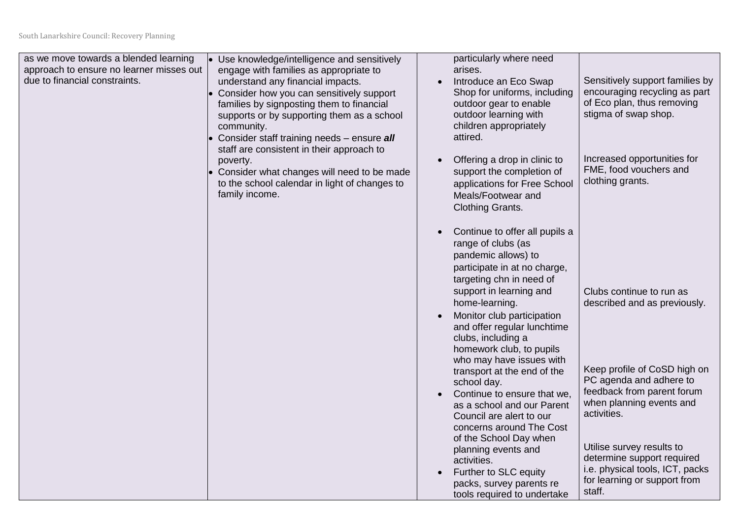| | | | |
|---|---|---|---|
| as we move towards a blended learning approach to ensure no learner misses out due to financial constraints. | • Use knowledge/intelligence and sensitively engage with families as appropriate to understand any financial impacts.<br>• Consider how you can sensitively support families by signposting them to financial supports or by supporting them as a school community.<br>• Consider staff training needs – ensure ***all*** staff are consistent in their approach to poverty.<br>• Consider what changes will need to be made to the school calendar in light of changes to family income. | particularly where need arises.<br>• Introduce an Eco Swap Shop for uniforms, including outdoor gear to enable outdoor learning with children appropriately attired.<br>• Offering a drop in clinic to support the completion of applications for Free School Meals/Footwear and Clothing Grants.<br>• Continue to offer all pupils a range of clubs (as pandemic allows) to participate in at no charge, targeting chn in need of support in learning and home-learning.<br>• Monitor club participation and offer regular lunchtime clubs, including a homework club, to pupils who may have issues with transport at the end of the school day.<br>• Continue to ensure that we, as a school and our Parent Council are alert to our concerns around The Cost of the School Day when planning events and activities.<br>• Further to SLC equity packs, survey parents re tools required to undertake | Sensitively support families by encouraging recycling as part of Eco plan, thus removing stigma of swap shop.<br><br>Increased opportunities for FME, food vouchers and clothing grants.<br><br>Clubs continue to run as described and as previously.<br><br>Keep profile of CoSD high on PC agenda and adhere to feedback from parent forum when planning events and activities.<br><br>Utilise survey results to determine support required i.e. physical tools, ICT, packs for learning or support from staff. |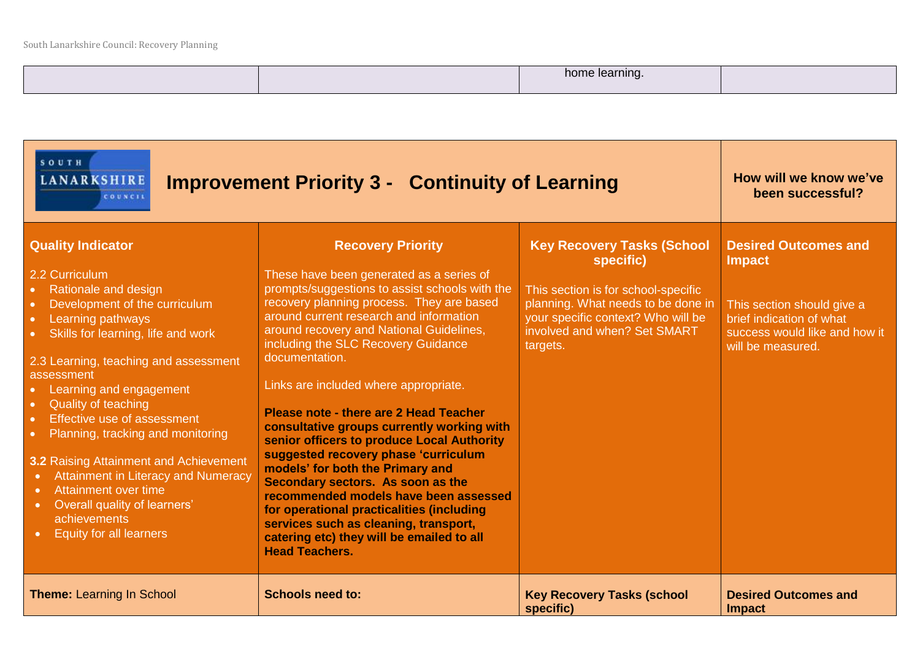| | | home learning. | |
|---|---|---|---|

| Improvement Priority 3 - Continuity of Learning | | | How will we know we've been successful? |
|---|---|---|---|
| **Quality Indicator**<br><br>2.2 Curriculum<br>• Rationale and design<br>• Development of the curriculum<br>• Learning pathways<br>• Skills for learning, life and work<br><br>2.3 Learning, teaching and assessment assessment<br>• Learning and engagement<br>• Quality of teaching<br>• Effective use of assessment<br>• Planning, tracking and monitoring<br><br>**3.2** Raising Attainment and Achievement<br>• Attainment in Literacy and Numeracy<br>• Attainment over time<br>• Overall quality of learners' achievements<br>• Equity for all learners | **Recovery Priority**<br><br>These have been generated as a series of prompts/suggestions to assist schools with the recovery planning process. They are based around current research and information around recovery and National Guidelines, including the SLC Recovery Guidance documentation.<br><br>Links are included where appropriate.<br><br>**Please note - there are 2 Head Teacher consultative groups currently working with senior officers to produce Local Authority suggested recovery phase 'curriculum models' for both the Primary and Secondary sectors. As soon as the recommended models have been assessed for operational practicalities (including services such as cleaning, transport, catering etc) they will be emailed to all Head Teachers.** | **Key Recovery Tasks (School specific)**<br><br>This section is for school-specific planning. What needs to be done in your specific context? Who will be involved and when? Set SMART targets. | **Desired Outcomes and Impact**<br><br>This section should give a brief indication of what success would like and how it will be measured. |
| **Theme:** Learning In School | **Schools need to:** | **Key Recovery Tasks (school specific)** | **Desired Outcomes and Impact** |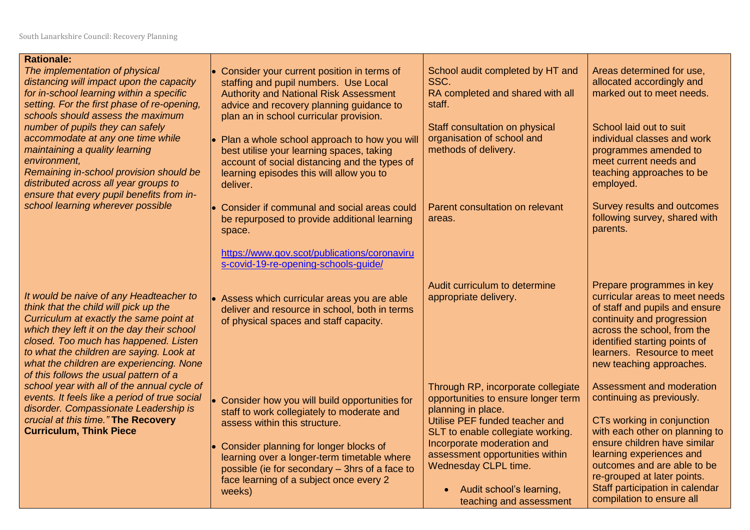| **Rationale:**<br>*The implementation of physical distancing will impact upon the capacity for in-school learning within a specific setting. For the first phase of re-opening, schools should assess the maximum number of pupils they can safely accommodate at any one time while maintaining a quality learning environment,*<br>*Remaining in-school provision should be distributed across all year groups to ensure that every pupil benefits from in-school learning wherever possible* | • Consider your current position in terms of staffing and pupil numbers. Use Local Authority and National Risk Assessment advice and recovery planning guidance to plan an in school curricular provision.<br><br>• Plan a whole school approach to how you will best utilise your learning spaces, taking account of social distancing and the types of learning episodes this will allow you to deliver.<br><br>• Consider if communal and social areas could be repurposed to provide additional learning space.<br><br>https://www.gov.scot/publications/coronavirus-covid-19-re-opening-schools-guide/ | School audit completed by HT and SSC.<br>RA completed and shared with all staff.<br><br>Staff consultation on physical organisation of school and methods of delivery.<br><br>Parent consultation on relevant areas. | Areas determined for use, allocated accordingly and marked out to meet needs.<br><br>School laid out to suit individual classes and work programmes amended to meet current needs and teaching approaches to be employed.<br><br>Survey results and outcomes following survey, shared with parents. |
|---|---|---|---|
| *It would be naive of any Headteacher to think that the child will pick up the Curriculum at exactly the same point at which they left it on the day their school closed. Too much has happened. Listen to what the children are saying. Look at what the children are experiencing. None of this follows the usual pattern of a school year with all of the annual cycle of events. It feels like a period of true social disorder. Compassionate Leadership is crucial at this time."* **The Recovery Curriculum, Think Piece** | • Assess which curricular areas you are able deliver and resource in school, both in terms of physical spaces and staff capacity.<br><br>• Consider how you will build opportunities for staff to work collegiately to moderate and assess within this structure.<br><br>• Consider planning for longer blocks of learning over a longer-term timetable where possible (ie for secondary – 3hrs of a face to face learning of a subject once every 2 weeks) | Audit curriculum to determine appropriate delivery.<br><br>Through RP, incorporate collegiate opportunities to ensure longer term planning in place.<br>Utilise PEF funded teacher and SLT to enable collegiate working.<br>Incorporate moderation and assessment opportunities within Wednesday CLPL time.<br><br>• Audit school's learning, teaching and assessment | Prepare programmes in key curricular areas to meet needs of staff and pupils and ensure continuity and progression across the school, from the identified starting points of learners. Resource to meet new teaching approaches.<br><br>Assessment and moderation continuing as previously.<br><br>CTs working in conjunction with each other on planning to ensure children have similar learning experiences and outcomes and are able to be re-grouped at later points.<br>Staff participation in calendar compilation to ensure all |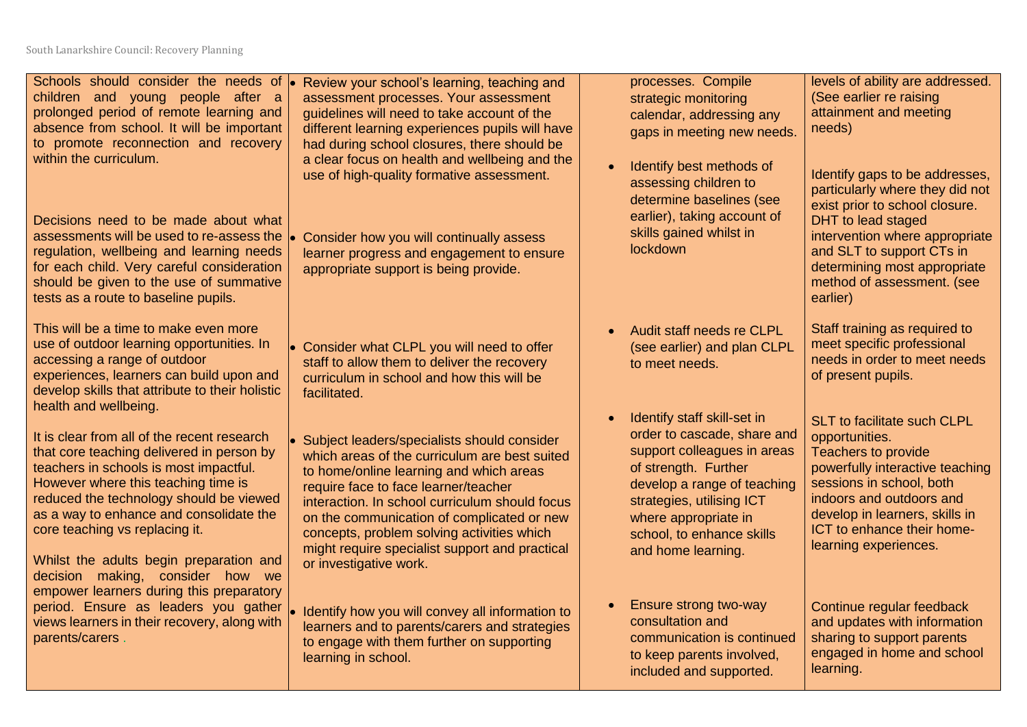| | | | |
|---|---|---|---|
| Schools should consider the needs of children and young people after a prolonged period of remote learning and absence from school. It will be important to promote reconnection and recovery within the curriculum. | • Review your school's learning, teaching and assessment processes. Your assessment guidelines will need to take account of the different learning experiences pupils will have had during school closures, there should be a clear focus on health and wellbeing and the use of high-quality formative assessment. | processes. Compile strategic monitoring calendar, addressing any gaps in meeting new needs. | levels of ability are addressed. (See earlier re raising attainment and meeting needs) |
| Decisions need to be made about what assessments will be used to re-assess the regulation, wellbeing and learning needs for each child. Very careful consideration should be given to the use of summative tests as a route to baseline pupils. | • Consider how you will continually assess learner progress and engagement to ensure appropriate support is being provide. | • Identify best methods of assessing children to determine baselines (see earlier), taking account of skills gained whilst in lockdown | Identify gaps to be addresses, particularly where they did not exist prior to school closure. DHT to lead staged intervention where appropriate and SLT to support CTs in determining most appropriate method of assessment. (see earlier) |
| This will be a time to make even more use of outdoor learning opportunities. In accessing a range of outdoor experiences, learners can build upon and develop skills that attribute to their holistic health and wellbeing. | • Consider what CLPL you will need to offer staff to allow them to deliver the recovery curriculum in school and how this will be facilitated. | • Audit staff needs re CLPL (see earlier) and plan CLPL to meet needs. | Staff training as required to meet specific professional needs in order to meet needs of present pupils. |
| It is clear from all of the recent research that core teaching delivered in person by teachers in schools is most impactful. However where this teaching time is reduced the technology should be viewed as a way to enhance and consolidate the core teaching vs replacing it. | • Subject leaders/specialists should consider which areas of the curriculum are best suited to home/online learning and which areas require face to face learner/teacher interaction. In school curriculum should focus on the communication of complicated or new concepts, problem solving activities which might require specialist support and practical or investigative work. | • Identify staff skill-set in order to cascade, share and support colleagues in areas of strength. Further develop a range of teaching strategies, utilising ICT where appropriate in school, to enhance skills and home learning. | SLT to facilitate such CLPL opportunities. Teachers to provide powerfully interactive teaching sessions in school, both indoors and outdoors and develop in learners, skills in ICT to enhance their home-learning experiences. |
| Whilst the adults begin preparation and decision making, consider how we empower learners during this preparatory period. Ensure as leaders you gather views learners in their recovery, along with parents/carers . | • Identify how you will convey all information to learners and to parents/carers and strategies to engage with them further on supporting learning in school. | • Ensure strong two-way consultation and communication is continued to keep parents involved, included and supported. | Continue regular feedback and updates with information sharing to support parents engaged in home and school learning. |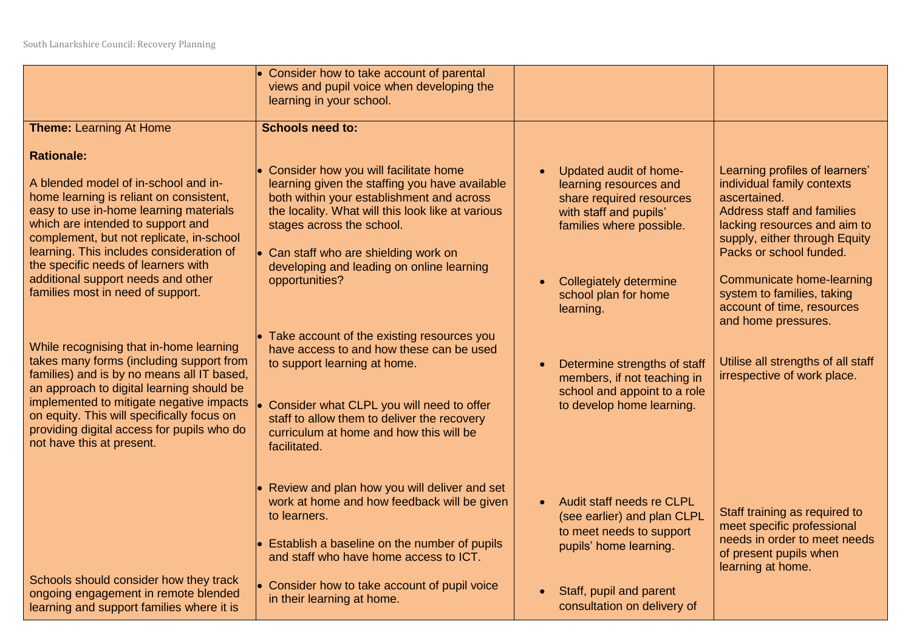| | | | |
|---|---|---|---|
| | • Consider how to take account of parental views and pupil voice when developing the learning in your school. | | |
| **Theme:** Learning At Home<br><br>**Rationale:**<br><br>A blended model of in-school and in-home learning is reliant on consistent, easy to use in-home learning materials which are intended to support and complement, but not replicate, in-school learning. This includes consideration of the specific needs of learners with additional support needs and other families most in need of support.<br><br>While recognising that in-home learning takes many forms (including support from families) and is by no means all IT based, an approach to digital learning should be implemented to mitigate negative impacts on equity. This will specifically focus on providing digital access for pupils who do not have this at present.<br><br>Schools should consider how they track ongoing engagement in remote blended learning and support families where it is | **Schools need to:**<br><br>• Consider how you will facilitate home learning given the staffing you have available both within your establishment and across the locality. What will this look like at various stages across the school.<br><br>• Can staff who are shielding work on developing and leading on online learning opportunities?<br><br>• Take account of the existing resources you have access to and how these can be used to support learning at home.<br><br>• Consider what CLPL you will need to offer staff to allow them to deliver the recovery curriculum at home and how this will be facilitated.<br><br>• Review and plan how you will deliver and set work at home and how feedback will be given to learners.<br><br>• Establish a baseline on the number of pupils and staff who have home access to ICT.<br><br>• Consider how to take account of pupil voice in their learning at home. | • Updated audit of home-learning resources and share required resources with staff and pupils' families where possible.<br><br>• Collegiately determine school plan for home learning.<br><br>• Determine strengths of staff members, if not teaching in school and appoint to a role to develop home learning.<br><br>• Audit staff needs re CLPL (see earlier) and plan CLPL to meet needs to support pupils' home learning.<br><br>• Staff, pupil and parent consultation on delivery of | Learning profiles of learners' individual family contexts ascertained.<br>Address staff and families lacking resources and aim to supply, either through Equity Packs or school funded.<br><br>Communicate home-learning system to families, taking account of time, resources and home pressures.<br><br>Utilise all strengths of all staff irrespective of work place.<br><br>Staff training as required to meet specific professional needs in order to meet needs of present pupils when learning at home. |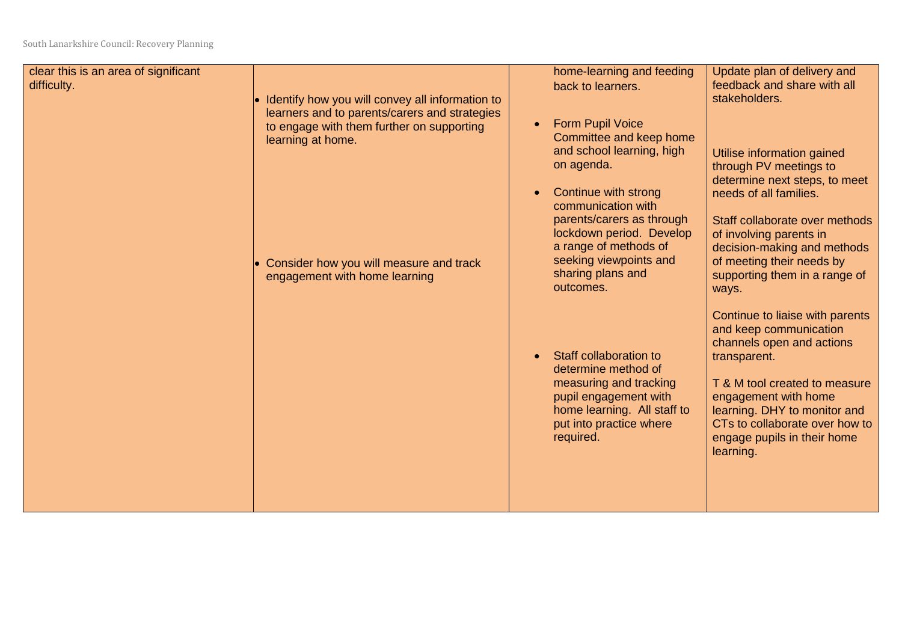| | | | |
|---|---|---|---|
| clear this is an area of significant difficulty. | • Identify how you will convey all information to learners and to parents/carers and strategies to engage with them further on supporting learning at home.<br><br>• Consider how you will measure and track engagement with home learning | home-learning and feeding back to learners.<br><br>• Form Pupil Voice Committee and keep home and school learning, high on agenda.<br><br>• Continue with strong communication with parents/carers as through lockdown period. Develop a range of methods of seeking viewpoints and sharing plans and outcomes.<br><br>• Staff collaboration to determine method of measuring and tracking pupil engagement with home learning. All staff to put into practice where required. | Update plan of delivery and feedback and share with all stakeholders.<br><br>Utilise information gained through PV meetings to determine next steps, to meet needs of all families.<br><br>Staff collaborate over methods of involving parents in decision-making and methods of meeting their needs by supporting them in a range of ways.<br><br>Continue to liaise with parents and keep communication channels open and actions transparent.<br><br>T & M tool created to measure engagement with home learning. DHY to monitor and CTs to collaborate over how to engage pupils in their home learning. |